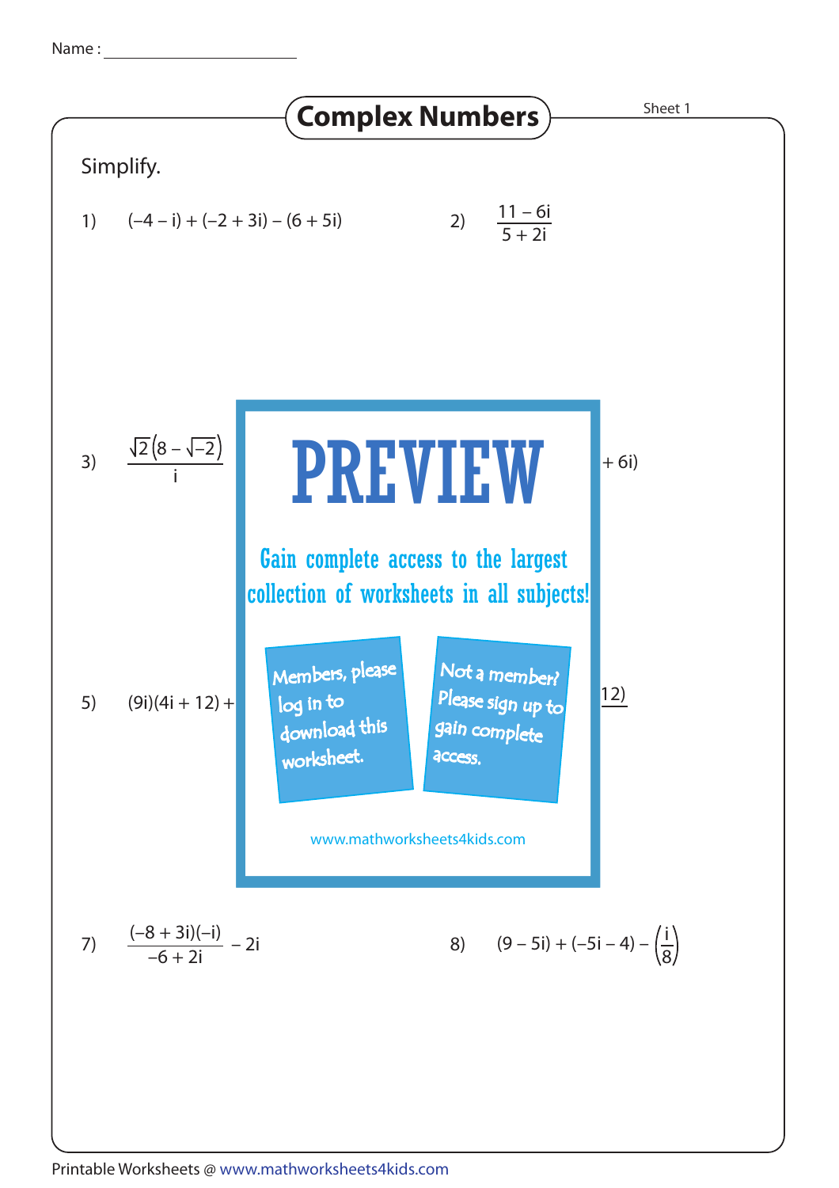Name :

# Complex Numbers

Sheet 1

Simplify.

1) $(-4 - i) + (-2 + 3i) - (6 + 5i)$

2) $\dfrac{11 - 6i}{5 + 2i}$

3) $\dfrac{\sqrt{2}\left(8 - \sqrt{-2}\right)}{i}$

+ 6i)

PREVIEW

Gain complete access to the largest collection of worksheets in all subjects!

Members, please log in to download this worksheet.

Not a member? Please sign up to gain complete access.

www.mathworksheets4kids.com

5) $(9i)(4i + 12) +$

12)

7) $\dfrac{(-8 + 3i)(-i)}{-6 + 2i} - 2i$

8) $(9 - 5i) + (-5i - 4) - \left(\dfrac{i}{8}\right)$

Printable Worksheets @ www.mathworksheets4kids.com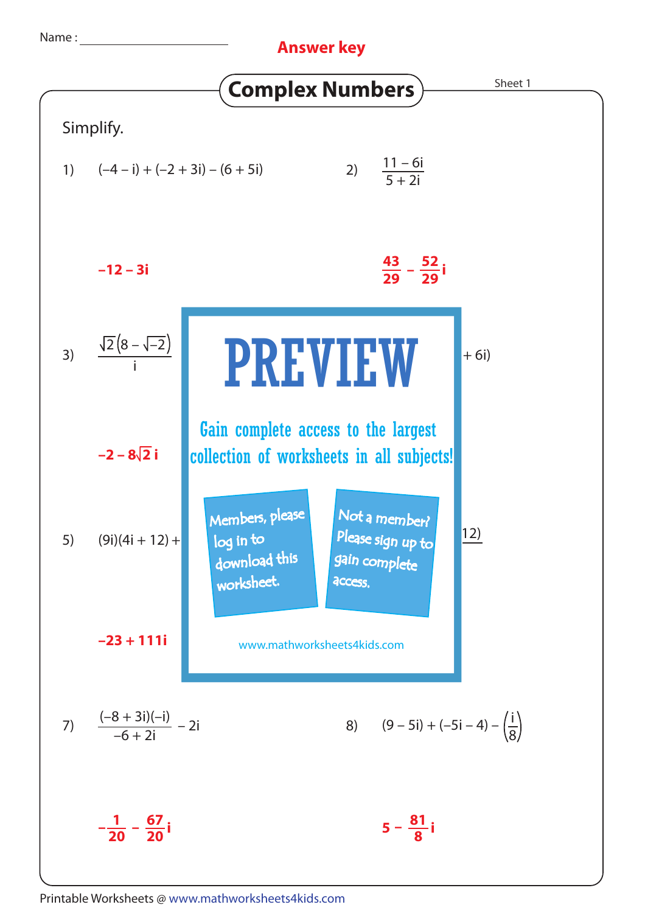Name :

**Answer key**

# Complex Numbers

Sheet 1

Simplify.

1) $(-4 - i) + (-2 + 3i) - (6 + 5i)$

**$-12 - 3i$**

2) $\dfrac{11 - 6i}{5 + 2i}$

**$\dfrac{43}{29} - \dfrac{52}{29}i$**

3) $\dfrac{\sqrt{2}\left(8 - \sqrt{-2}\right)}{i}$

**$-2 - 8\sqrt{2}\,i$**

+ 6i)

PREVIEW

Gain complete access to the largest collection of worksheets in all subjects!

Members, please log in to download this worksheet.

Not a member? Please sign up to gain complete access.

www.mathworksheets4kids.com

5) $(9i)(4i + 12) +$

**$-23 + 111i$**

12)

7) $\dfrac{(-8 + 3i)(-i)}{-6 + 2i} - 2i$

**$-\dfrac{1}{20} - \dfrac{67}{20}i$**

8) $(9 - 5i) + (-5i - 4) - \left(\dfrac{i}{8}\right)$

**$5 - \dfrac{81}{8}i$**

Printable Worksheets @ www.mathworksheets4kids.com